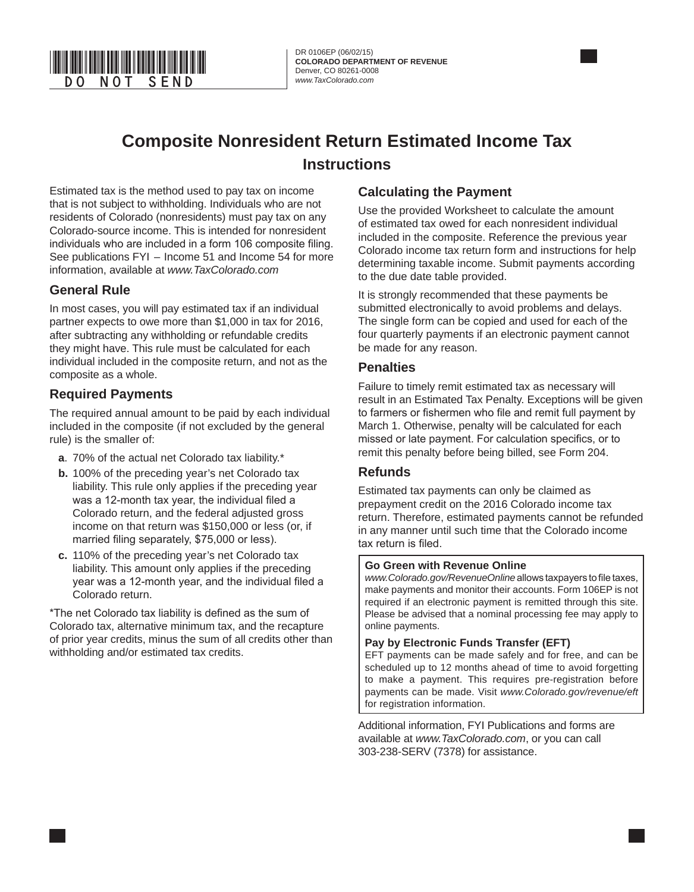DO NOT SEND

DR 0106EP (06/02/15)
**COLORADO DEPARTMENT OF REVENUE**
Denver, CO 80261-0008
*www.TaxColorado.com*

# Composite Nonresident Return Estimated Income Tax

## Instructions

Estimated tax is the method used to pay tax on income that is not subject to withholding. Individuals who are not residents of Colorado (nonresidents) must pay tax on any Colorado-source income. This is intended for nonresident individuals who are included in a form 106 composite filing. See publications FYI – Income 51 and Income 54 for more information, available at *www.TaxColorado.com*

### General Rule

In most cases, you will pay estimated tax if an individual partner expects to owe more than $1,000 in tax for 2016, after subtracting any withholding or refundable credits they might have. This rule must be calculated for each individual included in the composite return, and not as the composite as a whole.

### Required Payments

The required annual amount to be paid by each individual included in the composite (if not excluded by the general rule) is the smaller of:

- **a**. 70% of the actual net Colorado tax liability.*
- **b.** 100% of the preceding year's net Colorado tax liability. This rule only applies if the preceding year was a 12-month tax year, the individual filed a Colorado return, and the federal adjusted gross income on that return was $150,000 or less (or, if married filing separately, $75,000 or less).
- **c.** 110% of the preceding year's net Colorado tax liability. This amount only applies if the preceding year was a 12-month year, and the individual filed a Colorado return.

*The net Colorado tax liability is defined as the sum of Colorado tax, alternative minimum tax, and the recapture of prior year credits, minus the sum of all credits other than withholding and/or estimated tax credits.

### Calculating the Payment

Use the provided Worksheet to calculate the amount of estimated tax owed for each nonresident individual included in the composite. Reference the previous year Colorado income tax return form and instructions for help determining taxable income. Submit payments according to the due date table provided.

It is strongly recommended that these payments be submitted electronically to avoid problems and delays. The single form can be copied and used for each of the four quarterly payments if an electronic payment cannot be made for any reason.

### Penalties

Failure to timely remit estimated tax as necessary will result in an Estimated Tax Penalty. Exceptions will be given to farmers or fishermen who file and remit full payment by March 1. Otherwise, penalty will be calculated for each missed or late payment. For calculation specifics, or to remit this penalty before being billed, see Form 204.

### Refunds

Estimated tax payments can only be claimed as prepayment credit on the 2016 Colorado income tax return. Therefore, estimated payments cannot be refunded in any manner until such time that the Colorado income tax return is filed.

**Go Green with Revenue Online**

*www.Colorado.gov/RevenueOnline* allows taxpayers to file taxes, make payments and monitor their accounts. Form 106EP is not required if an electronic payment is remitted through this site. Please be advised that a nominal processing fee may apply to online payments.

**Pay by Electronic Funds Transfer (EFT)**

EFT payments can be made safely and for free, and can be scheduled up to 12 months ahead of time to avoid forgetting to make a payment. This requires pre-registration before payments can be made. Visit *www.Colorado.gov/revenue/eft* for registration information.

Additional information, FYI Publications and forms are available at *www.TaxColorado.com*, or you can call 303-238-SERV (7378) for assistance.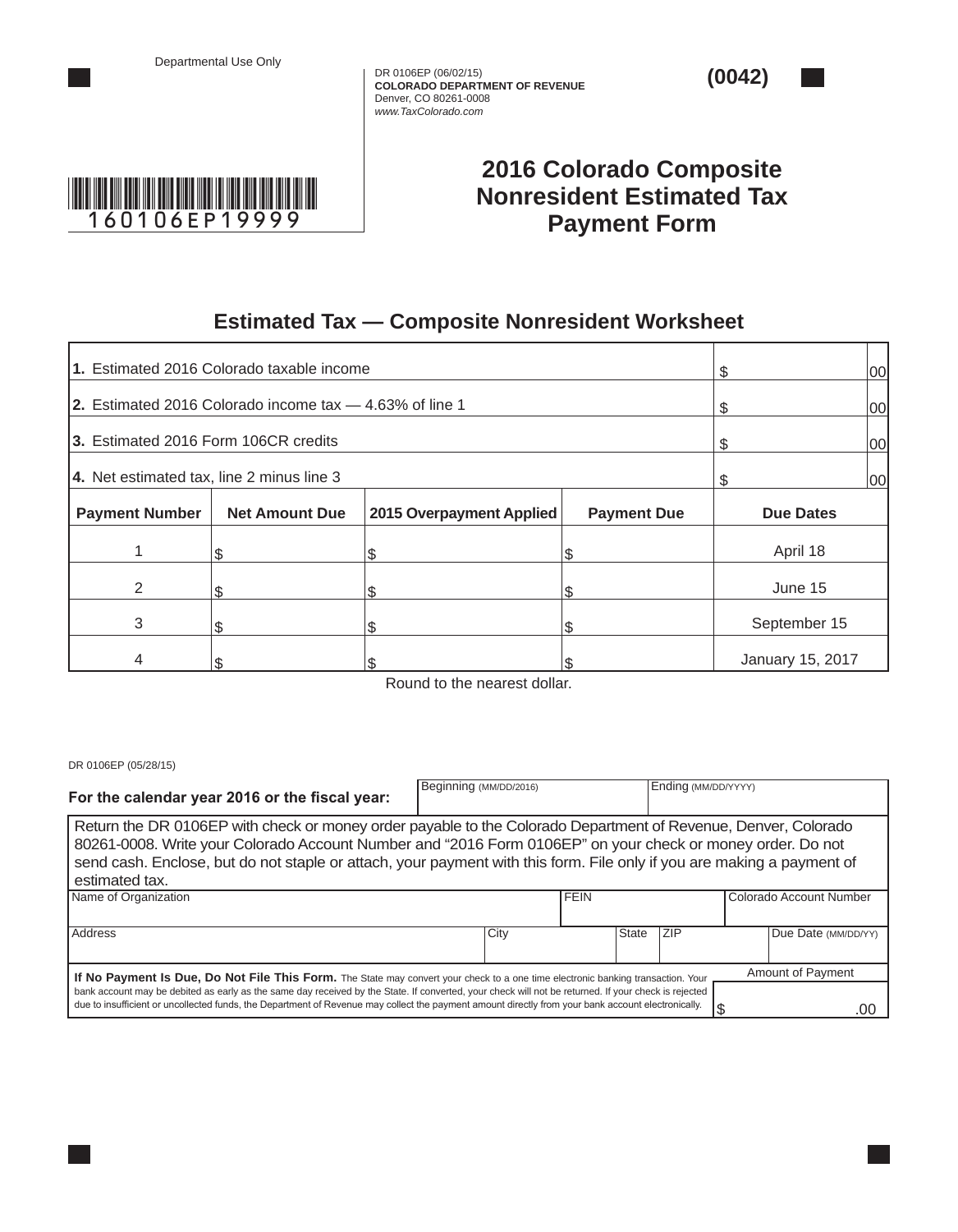Departmental Use Only

DR 0106EP (06/02/15)
**COLORADO DEPARTMENT OF REVENUE**
Denver, CO 80261-0008
*www.TaxColorado.com*

**(0042)**

160106EP19999

# 2016 Colorado Composite Nonresident Estimated Tax Payment Form

## Estimated Tax — Composite Nonresident Worksheet

| | |
|---|---|
| **1.** Estimated 2016 Colorado taxable income | $ 00 |
| **2.** Estimated 2016 Colorado income tax — 4.63% of line 1 | $ 00 |
| **3.** Estimated 2016 Form 106CR credits | $ 00 |
| **4.** Net estimated tax, line 2 minus line 3 | $ 00 |

| Payment Number | Net Amount Due | 2015 Overpayment Applied | Payment Due | Due Dates |
|---|---|---|---|---|
| 1 | $ | $ | $ | April 18 |
| 2 | $ | $ | $ | June 15 |
| 3 | $ | $ | $ | September 15 |
| 4 | $ | $ | $ | January 15, 2017 |

Round to the nearest dollar.

DR 0106EP (05/28/15)

| **For the calendar year 2016 or the fiscal year:** | Beginning (MM/DD/2016) | Ending (MM/DD/YYYY) |
|---|---|---|

Return the DR 0106EP with check or money order payable to the Colorado Department of Revenue, Denver, Colorado 80261-0008. Write your Colorado Account Number and “2016 Form 0106EP” on your check or money order. Do not send cash. Enclose, but do not staple or attach, your payment with this form. File only if you are making a payment of estimated tax.

| Name of Organization | | | FEIN | Colorado Account Number |
|---|---|---|---|---|
| Address | City | State | ZIP | Due Date (MM/DD/YY) |

**If No Payment Is Due, Do Not File This Form.** The State may convert your check to a one time electronic banking transaction. Your bank account may be debited as early as the same day received by the State. If converted, your check will not be returned. If your check is rejected due to insufficient or uncollected funds, the Department of Revenue may collect the payment amount directly from your bank account electronically.

Amount of Payment
$ .00